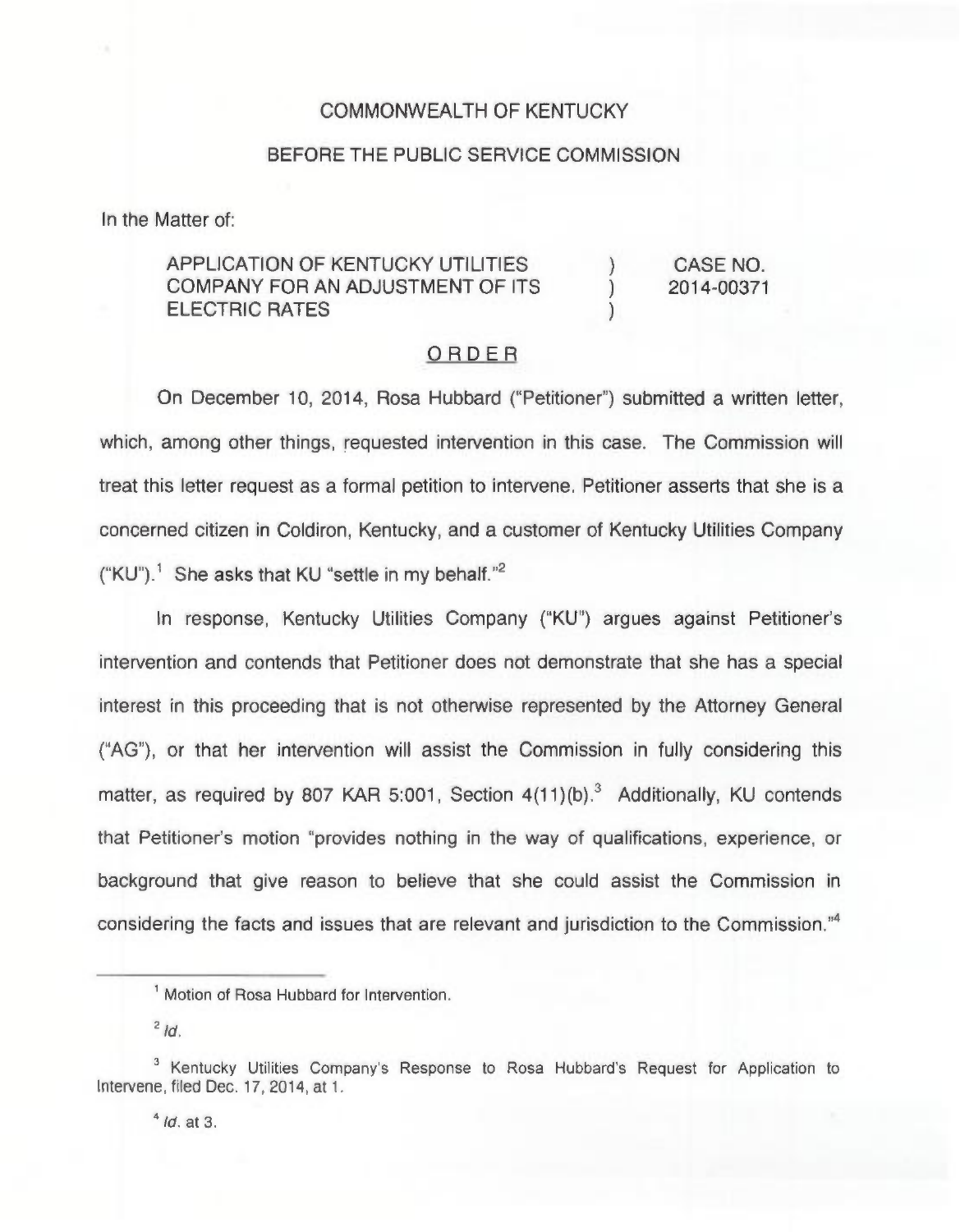COMMONWEALTH OF KENTUCKY

BEFORE THE PUBLIC SERVICE COMMISSION

In the Matter of:

| | | |
|---|---|---|
| APPLICATION OF KENTUCKY UTILITIES COMPANY FOR AN ADJUSTMENT OF ITS ELECTRIC RATES | ) ) ) | CASE NO. 2014-00371 |

## ORDER

On December 10, 2014, Rosa Hubbard ("Petitioner") submitted a written letter, which, among other things, requested intervention in this case. The Commission will treat this letter request as a formal petition to intervene. Petitioner asserts that she is a concerned citizen in Coldiron, Kentucky, and a customer of Kentucky Utilities Company ("KU").[1] She asks that KU "settle in my behalf."[2]

In response, Kentucky Utilities Company ("KU") argues against Petitioner's intervention and contends that Petitioner does not demonstrate that she has a special interest in this proceeding that is not otherwise represented by the Attorney General ("AG"), or that her intervention will assist the Commission in fully considering this matter, as required by 807 KAR 5:001, Section 4(11)(b).[3] Additionally, KU contends that Petitioner's motion "provides nothing in the way of qualifications, experience, or background that give reason to believe that she could assist the Commission in considering the facts and issues that are relevant and jurisdiction to the Commission."[4]

---

[1] Motion of Rosa Hubbard for Intervention.

[2] *Id.*

[3] Kentucky Utilities Company's Response to Rosa Hubbard's Request for Application to Intervene, filed Dec. 17, 2014, at 1.

[4] *Id.* at 3.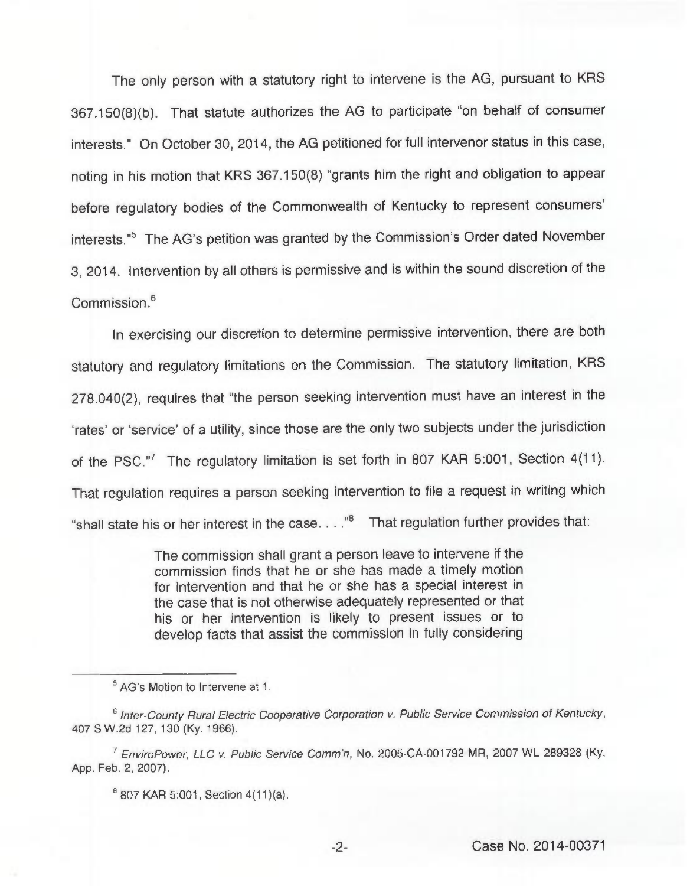The only person with a statutory right to intervene is the AG, pursuant to KRS 367.150(8)(b). That statute authorizes the AG to participate "on behalf of consumer interests." On October 30, 2014, the AG petitioned for full intervenor status in this case, noting in his motion that KRS 367.150(8) "grants him the right and obligation to appear before regulatory bodies of the Commonwealth of Kentucky to represent consumers' interests."[5] The AG's petition was granted by the Commission's Order dated November 3, 2014. Intervention by all others is permissive and is within the sound discretion of the Commission.[6]

In exercising our discretion to determine permissive intervention, there are both statutory and regulatory limitations on the Commission. The statutory limitation, KRS 278.040(2), requires that "the person seeking intervention must have an interest in the 'rates' or 'service' of a utility, since those are the only two subjects under the jurisdiction of the PSC."[7] The regulatory limitation is set forth in 807 KAR 5:001, Section 4(11). That regulation requires a person seeking intervention to file a request in writing which "shall state his or her interest in the case. . . ."[8] That regulation further provides that:

> The commission shall grant a person leave to intervene if the commission finds that he or she has made a timely motion for intervention and that he or she has a special interest in the case that is not otherwise adequately represented or that his or her intervention is likely to present issues or to develop facts that assist the commission in fully considering

---

[5] AG's Motion to Intervene at 1.

[6] *Inter-County Rural Electric Cooperative Corporation v. Public Service Commission of Kentucky*, 407 S.W.2d 127, 130 (Ky. 1966).

[7] *EnviroPower, LLC v. Public Service Comm'n*, No. 2005-CA-001792-MR, 2007 WL 289328 (Ky. App. Feb. 2, 2007).

[8] 807 KAR 5:001, Section 4(11)(a).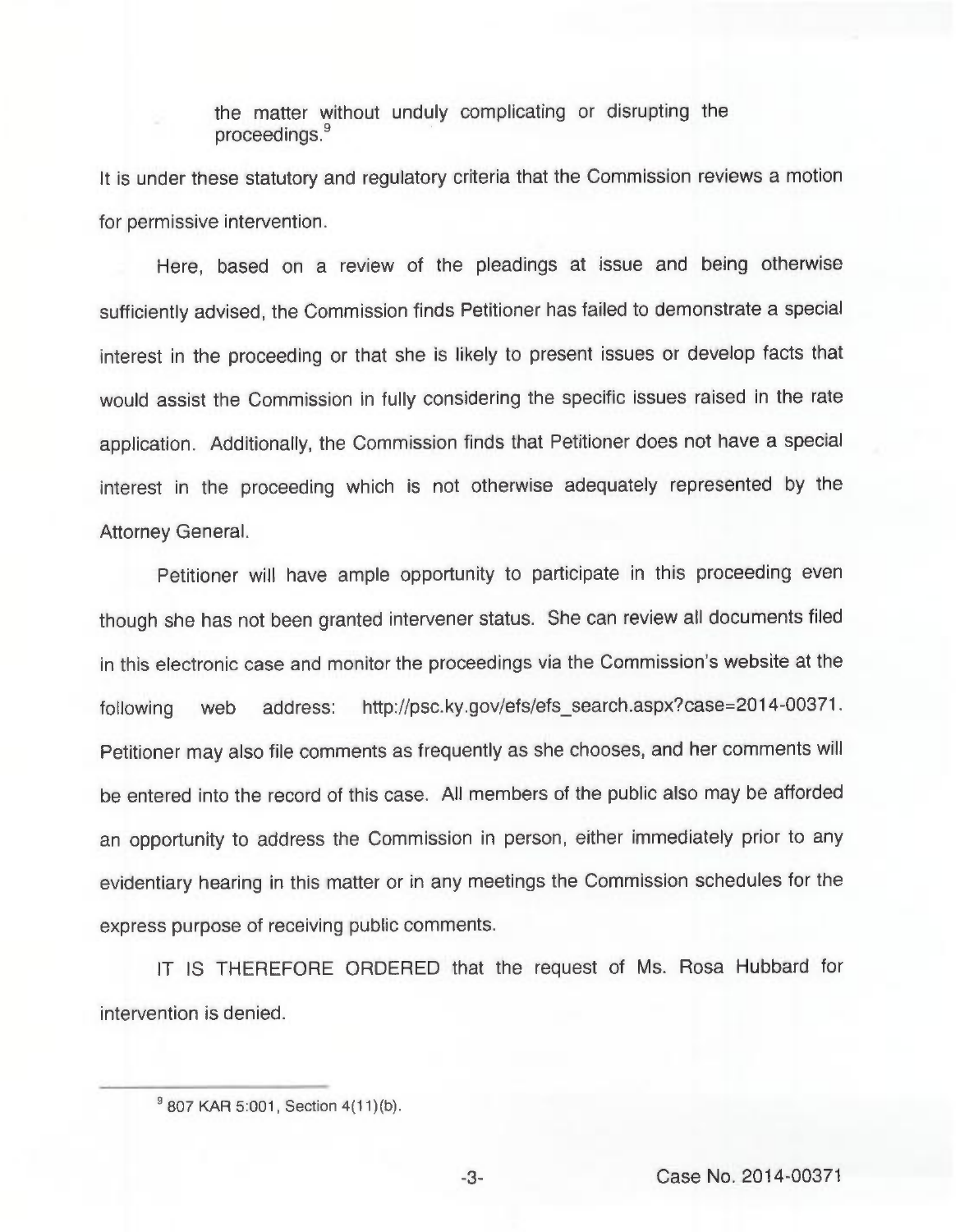> the matter without unduly complicating or disrupting the proceedings.[9]

It is under these statutory and regulatory criteria that the Commission reviews a motion for permissive intervention.

Here, based on a review of the pleadings at issue and being otherwise sufficiently advised, the Commission finds Petitioner has failed to demonstrate a special interest in the proceeding or that she is likely to present issues or develop facts that would assist the Commission in fully considering the specific issues raised in the rate application. Additionally, the Commission finds that Petitioner does not have a special interest in the proceeding which is not otherwise adequately represented by the Attorney General.

Petitioner will have ample opportunity to participate in this proceeding even though she has not been granted intervener status. She can review all documents filed in this electronic case and monitor the proceedings via the Commission's website at the following web address: http://psc.ky.gov/efs/efs_search.aspx?case=2014-00371. Petitioner may also file comments as frequently as she chooses, and her comments will be entered into the record of this case. All members of the public also may be afforded an opportunity to address the Commission in person, either immediately prior to any evidentiary hearing in this matter or in any meetings the Commission schedules for the express purpose of receiving public comments.

IT IS THEREFORE ORDERED that the request of Ms. Rosa Hubbard for intervention is denied.

---

[9] 807 KAR 5:001, Section 4(11)(b).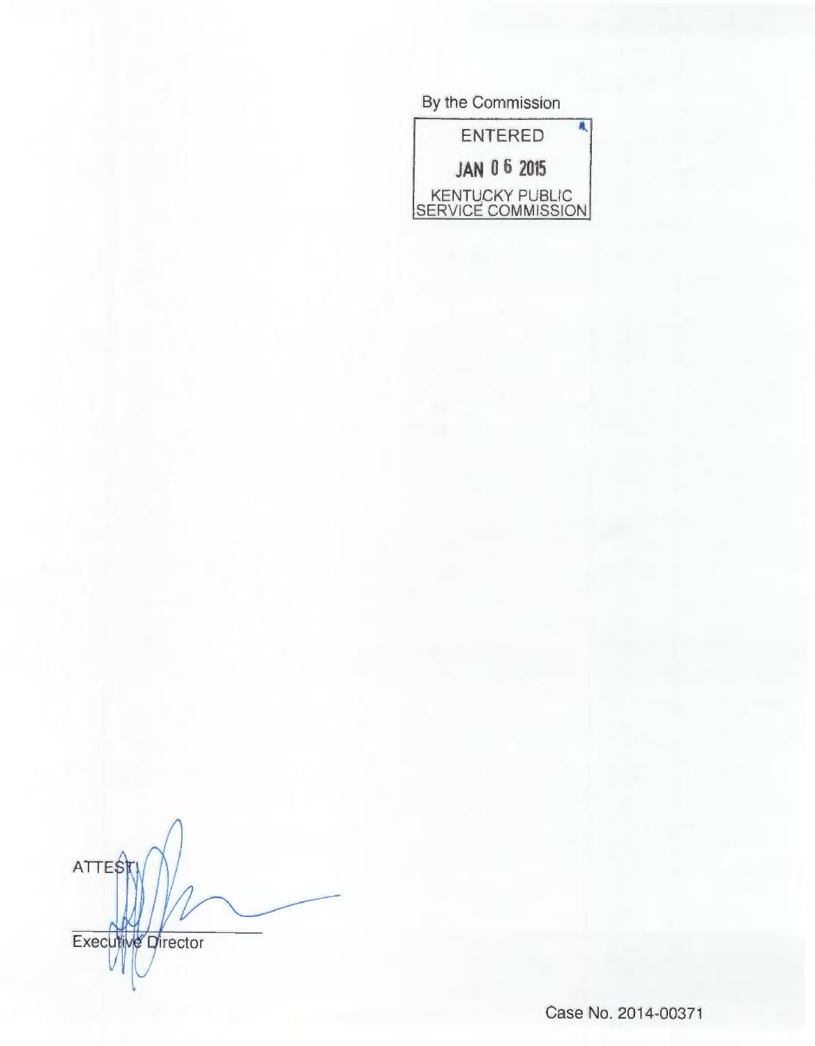By the Commission

ENTERED

JAN 06 2015

KENTUCKY PUBLIC SERVICE COMMISSION

ATTEST:

Executive Director

Case No. 2014-00371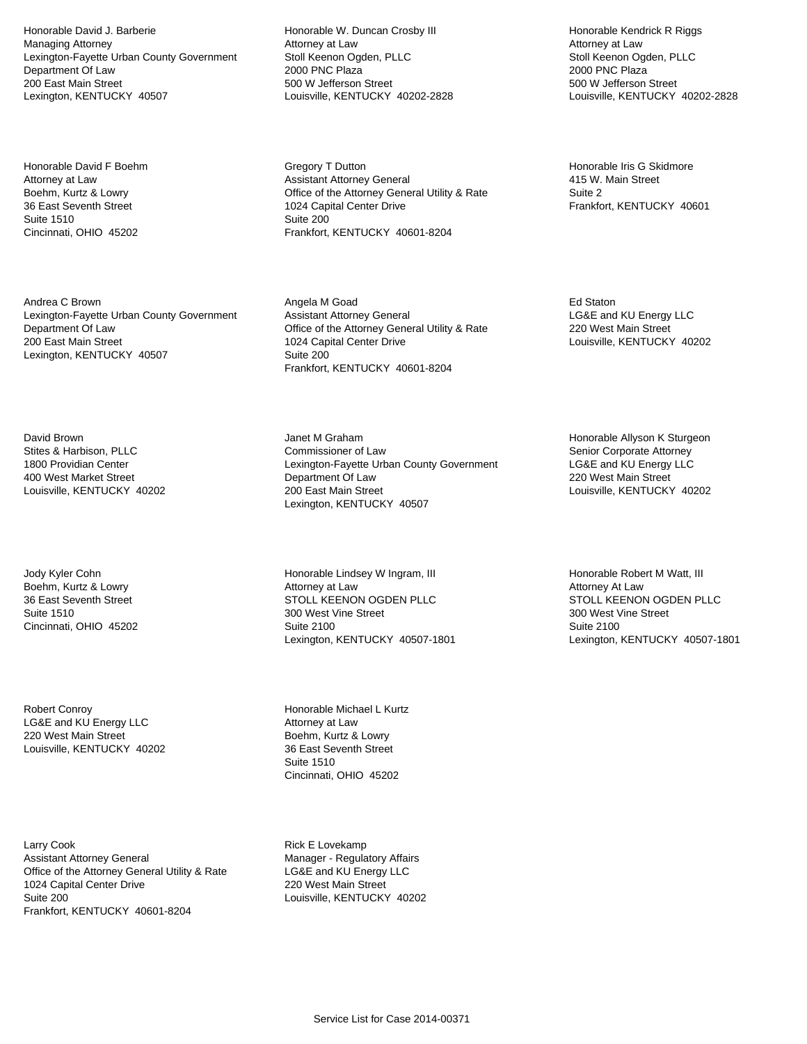Honorable David J. Barberie
Managing Attorney
Lexington-Fayette Urban County Government
Department Of Law
200 East Main Street
Lexington, KENTUCKY 40507

Honorable David F Boehm
Attorney at Law
Boehm, Kurtz & Lowry
36 East Seventh Street
Suite 1510
Cincinnati, OHIO 45202

Andrea C Brown
Lexington-Fayette Urban County Government
Department Of Law
200 East Main Street
Lexington, KENTUCKY 40507

David Brown
Stites & Harbison, PLLC
1800 Providian Center
400 West Market Street
Louisville, KENTUCKY 40202

Jody Kyler Cohn
Boehm, Kurtz & Lowry
36 East Seventh Street
Suite 1510
Cincinnati, OHIO 45202

Robert Conroy
LG&E and KU Energy LLC
220 West Main Street
Louisville, KENTUCKY 40202

Larry Cook
Assistant Attorney General
Office of the Attorney General Utility & Rate
1024 Capital Center Drive
Suite 200
Frankfort, KENTUCKY 40601-8204

Honorable W. Duncan Crosby III
Attorney at Law
Stoll Keenon Ogden, PLLC
2000 PNC Plaza
500 W Jefferson Street
Louisville, KENTUCKY 40202-2828

Gregory T Dutton
Assistant Attorney General
Office of the Attorney General Utility & Rate
1024 Capital Center Drive
Suite 200
Frankfort, KENTUCKY 40601-8204

Angela M Goad
Assistant Attorney General
Office of the Attorney General Utility & Rate
1024 Capital Center Drive
Suite 200
Frankfort, KENTUCKY 40601-8204

Janet M Graham
Commissioner of Law
Lexington-Fayette Urban County Government
Department Of Law
200 East Main Street
Lexington, KENTUCKY 40507

Honorable Lindsey W Ingram, III
Attorney at Law
STOLL KEENON OGDEN PLLC
300 West Vine Street
Suite 2100
Lexington, KENTUCKY 40507-1801

Honorable Michael L Kurtz
Attorney at Law
Boehm, Kurtz & Lowry
36 East Seventh Street
Suite 1510
Cincinnati, OHIO 45202

Rick E Lovekamp
Manager - Regulatory Affairs
LG&E and KU Energy LLC
220 West Main Street
Louisville, KENTUCKY 40202

Honorable Kendrick R Riggs
Attorney at Law
Stoll Keenon Ogden, PLLC
2000 PNC Plaza
500 W Jefferson Street
Louisville, KENTUCKY 40202-2828

Honorable Iris G Skidmore
415 W. Main Street
Suite 2
Frankfort, KENTUCKY 40601

Ed Staton
LG&E and KU Energy LLC
220 West Main Street
Louisville, KENTUCKY 40202

Honorable Allyson K Sturgeon
Senior Corporate Attorney
LG&E and KU Energy LLC
220 West Main Street
Louisville, KENTUCKY 40202

Honorable Robert M Watt, III
Attorney At Law
STOLL KEENON OGDEN PLLC
300 West Vine Street
Suite 2100
Lexington, KENTUCKY 40507-1801